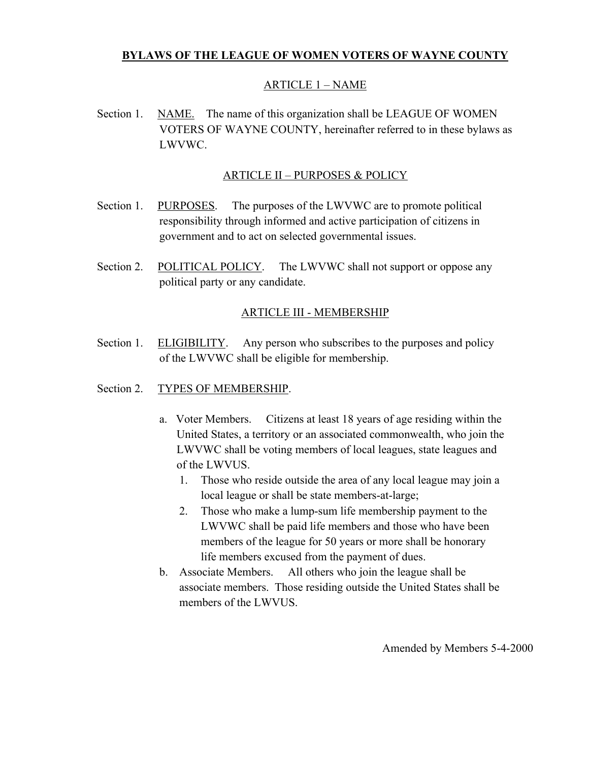# **BYLAWS OF THE LEAGUE OF WOMEN VOTERS OF WAYNE COUNTY**

## ARTICLE 1 – NAME

Section 1. NAME. The name of this organization shall be LEAGUE OF WOMEN VOTERS OF WAYNE COUNTY, hereinafter referred to in these bylaws as LWVWC.

## ARTICLE II – PURPOSES & POLICY

Section 1. PURPOSES. The purposes of the LWVWC are to promote political responsibility through informed and active participation of citizens in government and to act on selected governmental issues.

Section 2. POLITICAL POLICY. The LWVWC shall not support or oppose any political party or any candidate.

## ARTICLE III - MEMBERSHIP

Section 1. ELIGIBILITY. Any person who subscribes to the purposes and policy of the LWVWC shall be eligible for membership.

Section 2. TYPES OF MEMBERSHIP.

a. Voter Members. Citizens at least 18 years of age residing within the United States, a territory or an associated commonwealth, who join the LWVWC shall be voting members of local leagues, state leagues and of the LWVUS.
   1. Those who reside outside the area of any local league may join a local league or shall be state members-at-large;
   2. Those who make a lump-sum life membership payment to the LWVWC shall be paid life members and those who have been members of the league for 50 years or more shall be honorary life members excused from the payment of dues.

b. Associate Members. All others who join the league shall be associate members. Those residing outside the United States shall be members of the LWVUS.

Amended by Members 5-4-2000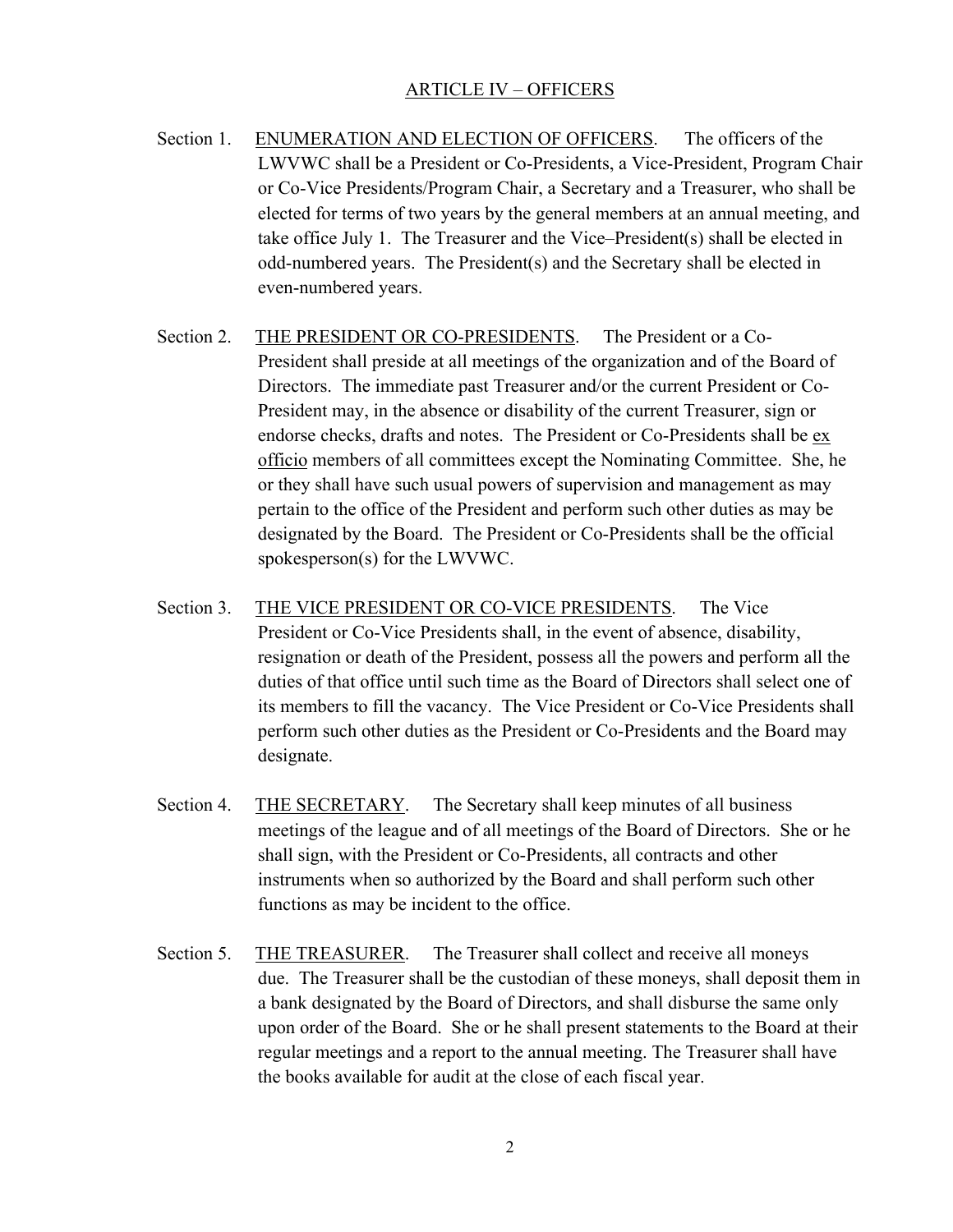## ARTICLE IV – OFFICERS

Section 1. ENUMERATION AND ELECTION OF OFFICERS. The officers of the LWVWC shall be a President or Co-Presidents, a Vice-President, Program Chair or Co-Vice Presidents/Program Chair, a Secretary and a Treasurer, who shall be elected for terms of two years by the general members at an annual meeting, and take office July 1. The Treasurer and the Vice–President(s) shall be elected in odd-numbered years. The President(s) and the Secretary shall be elected in even-numbered years.

Section 2. THE PRESIDENT OR CO-PRESIDENTS. The President or a Co-President shall preside at all meetings of the organization and of the Board of Directors. The immediate past Treasurer and/or the current President or Co-President may, in the absence or disability of the current Treasurer, sign or endorse checks, drafts and notes. The President or Co-Presidents shall be ex officio members of all committees except the Nominating Committee. She, he or they shall have such usual powers of supervision and management as may pertain to the office of the President and perform such other duties as may be designated by the Board. The President or Co-Presidents shall be the official spokesperson(s) for the LWVWC.

Section 3. THE VICE PRESIDENT OR CO-VICE PRESIDENTS. The Vice President or Co-Vice Presidents shall, in the event of absence, disability, resignation or death of the President, possess all the powers and perform all the duties of that office until such time as the Board of Directors shall select one of its members to fill the vacancy. The Vice President or Co-Vice Presidents shall perform such other duties as the President or Co-Presidents and the Board may designate.

Section 4. THE SECRETARY. The Secretary shall keep minutes of all business meetings of the league and of all meetings of the Board of Directors. She or he shall sign, with the President or Co-Presidents, all contracts and other instruments when so authorized by the Board and shall perform such other functions as may be incident to the office.

Section 5. THE TREASURER. The Treasurer shall collect and receive all moneys due. The Treasurer shall be the custodian of these moneys, shall deposit them in a bank designated by the Board of Directors, and shall disburse the same only upon order of the Board. She or he shall present statements to the Board at their regular meetings and a report to the annual meeting. The Treasurer shall have the books available for audit at the close of each fiscal year.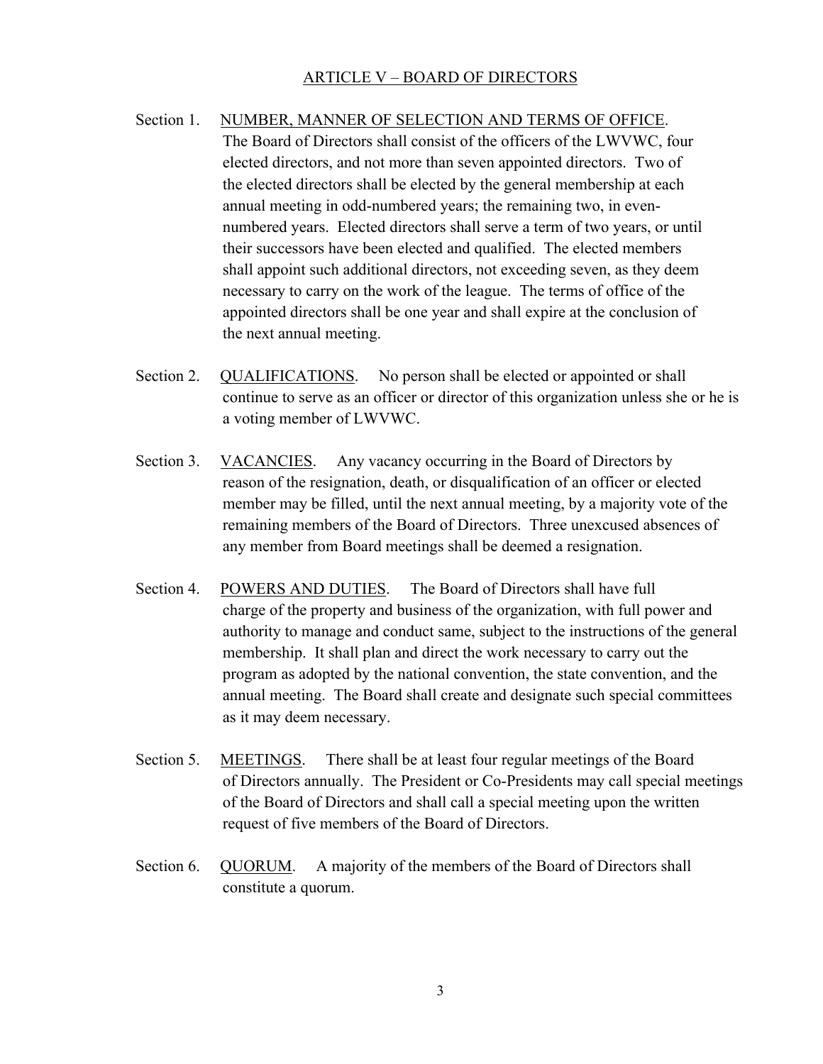## ARTICLE V – BOARD OF DIRECTORS

Section 1. NUMBER, MANNER OF SELECTION AND TERMS OF OFFICE. The Board of Directors shall consist of the officers of the LWVWC, four elected directors, and not more than seven appointed directors. Two of the elected directors shall be elected by the general membership at each annual meeting in odd-numbered years; the remaining two, in even-numbered years. Elected directors shall serve a term of two years, or until their successors have been elected and qualified. The elected members shall appoint such additional directors, not exceeding seven, as they deem necessary to carry on the work of the league. The terms of office of the appointed directors shall be one year and shall expire at the conclusion of the next annual meeting.

Section 2. QUALIFICATIONS. No person shall be elected or appointed or shall continue to serve as an officer or director of this organization unless she or he is a voting member of LWVWC.

Section 3. VACANCIES. Any vacancy occurring in the Board of Directors by reason of the resignation, death, or disqualification of an officer or elected member may be filled, until the next annual meeting, by a majority vote of the remaining members of the Board of Directors. Three unexcused absences of any member from Board meetings shall be deemed a resignation.

Section 4. POWERS AND DUTIES. The Board of Directors shall have full charge of the property and business of the organization, with full power and authority to manage and conduct same, subject to the instructions of the general membership. It shall plan and direct the work necessary to carry out the program as adopted by the national convention, the state convention, and the annual meeting. The Board shall create and designate such special committees as it may deem necessary.

Section 5. MEETINGS. There shall be at least four regular meetings of the Board of Directors annually. The President or Co-Presidents may call special meetings of the Board of Directors and shall call a special meeting upon the written request of five members of the Board of Directors.

Section 6. QUORUM. A majority of the members of the Board of Directors shall constitute a quorum.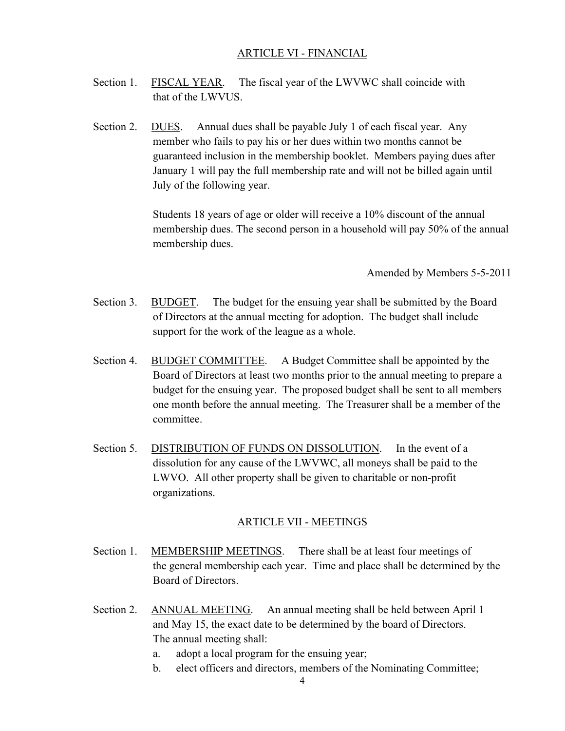## ARTICLE VI - FINANCIAL

Section 1. FISCAL YEAR. The fiscal year of the LWVWC shall coincide with that of the LWVUS.

Section 2. DUES. Annual dues shall be payable July 1 of each fiscal year. Any member who fails to pay his or her dues within two months cannot be guaranteed inclusion in the membership booklet. Members paying dues after January 1 will pay the full membership rate and will not be billed again until July of the following year.

Students 18 years of age or older will receive a 10% discount of the annual membership dues. The second person in a household will pay 50% of the annual membership dues.

Amended by Members 5-5-2011

Section 3. BUDGET. The budget for the ensuing year shall be submitted by the Board of Directors at the annual meeting for adoption. The budget shall include support for the work of the league as a whole.

Section 4. BUDGET COMMITTEE. A Budget Committee shall be appointed by the Board of Directors at least two months prior to the annual meeting to prepare a budget for the ensuing year. The proposed budget shall be sent to all members one month before the annual meeting. The Treasurer shall be a member of the committee.

Section 5. DISTRIBUTION OF FUNDS ON DISSOLUTION. In the event of a dissolution for any cause of the LWVWC, all moneys shall be paid to the LWVO. All other property shall be given to charitable or non-profit organizations.

## ARTICLE VII - MEETINGS

Section 1. MEMBERSHIP MEETINGS. There shall be at least four meetings of the general membership each year. Time and place shall be determined by the Board of Directors.

Section 2. ANNUAL MEETING. An annual meeting shall be held between April 1 and May 15, the exact date to be determined by the board of Directors. The annual meeting shall:

a. adopt a local program for the ensuing year;
b. elect officers and directors, members of the Nominating Committee;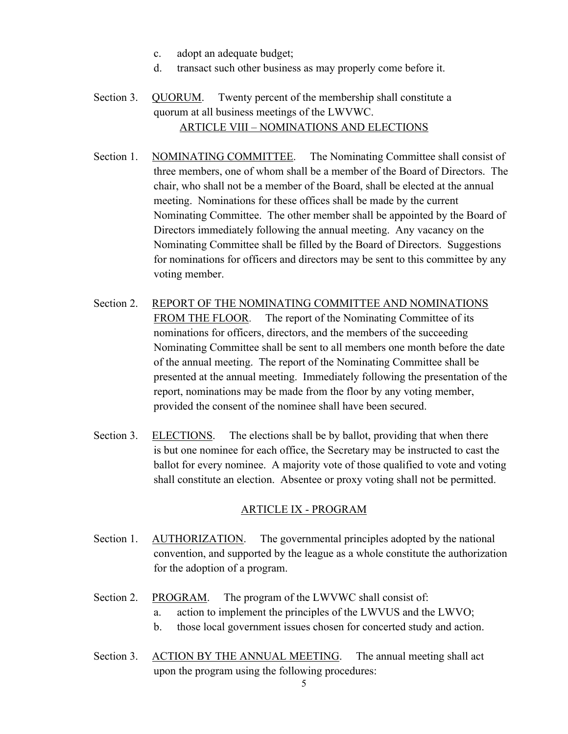c. adopt an adequate budget;
d. transact such other business as may properly come before it.

Section 3. QUORUM. Twenty percent of the membership shall constitute a quorum at all business meetings of the LWVWC.

## ARTICLE VIII – NOMINATIONS AND ELECTIONS

Section 1. NOMINATING COMMITTEE. The Nominating Committee shall consist of three members, one of whom shall be a member of the Board of Directors. The chair, who shall not be a member of the Board, shall be elected at the annual meeting. Nominations for these offices shall be made by the current Nominating Committee. The other member shall be appointed by the Board of Directors immediately following the annual meeting. Any vacancy on the Nominating Committee shall be filled by the Board of Directors. Suggestions for nominations for officers and directors may be sent to this committee by any voting member.

Section 2. REPORT OF THE NOMINATING COMMITTEE AND NOMINATIONS FROM THE FLOOR. The report of the Nominating Committee of its nominations for officers, directors, and the members of the succeeding Nominating Committee shall be sent to all members one month before the date of the annual meeting. The report of the Nominating Committee shall be presented at the annual meeting. Immediately following the presentation of the report, nominations may be made from the floor by any voting member, provided the consent of the nominee shall have been secured.

Section 3. ELECTIONS. The elections shall be by ballot, providing that when there is but one nominee for each office, the Secretary may be instructed to cast the ballot for every nominee. A majority vote of those qualified to vote and voting shall constitute an election. Absentee or proxy voting shall not be permitted.

## ARTICLE IX - PROGRAM

Section 1. AUTHORIZATION. The governmental principles adopted by the national convention, and supported by the league as a whole constitute the authorization for the adoption of a program.

Section 2. PROGRAM. The program of the LWVWC shall consist of:
a. action to implement the principles of the LWVUS and the LWVO;
b. those local government issues chosen for concerted study and action.

Section 3. ACTION BY THE ANNUAL MEETING. The annual meeting shall act upon the program using the following procedures: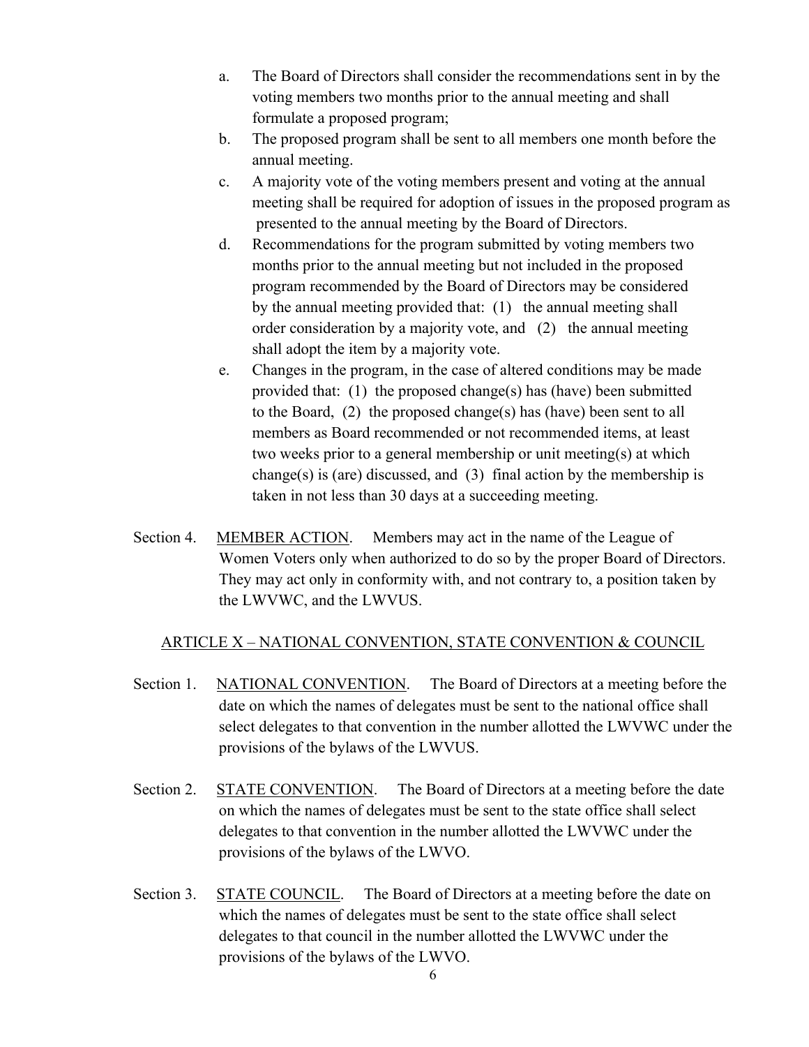a. The Board of Directors shall consider the recommendations sent in by the voting members two months prior to the annual meeting and shall formulate a proposed program;

b. The proposed program shall be sent to all members one month before the annual meeting.

c. A majority vote of the voting members present and voting at the annual meeting shall be required for adoption of issues in the proposed program as presented to the annual meeting by the Board of Directors.

d. Recommendations for the program submitted by voting members two months prior to the annual meeting but not included in the proposed program recommended by the Board of Directors may be considered by the annual meeting provided that: (1) the annual meeting shall order consideration by a majority vote, and (2) the annual meeting shall adopt the item by a majority vote.

e. Changes in the program, in the case of altered conditions may be made provided that: (1) the proposed change(s) has (have) been submitted to the Board, (2) the proposed change(s) has (have) been sent to all members as Board recommended or not recommended items, at least two weeks prior to a general membership or unit meeting(s) at which change(s) is (are) discussed, and (3) final action by the membership is taken in not less than 30 days at a succeeding meeting.

Section 4. MEMBER ACTION. Members may act in the name of the League of Women Voters only when authorized to do so by the proper Board of Directors. They may act only in conformity with, and not contrary to, a position taken by the LWVWC, and the LWVUS.

## ARTICLE X – NATIONAL CONVENTION, STATE CONVENTION & COUNCIL

Section 1. NATIONAL CONVENTION. The Board of Directors at a meeting before the date on which the names of delegates must be sent to the national office shall select delegates to that convention in the number allotted the LWVWC under the provisions of the bylaws of the LWVUS.

Section 2. STATE CONVENTION. The Board of Directors at a meeting before the date on which the names of delegates must be sent to the state office shall select delegates to that convention in the number allotted the LWVWC under the provisions of the bylaws of the LWVO.

Section 3. STATE COUNCIL. The Board of Directors at a meeting before the date on which the names of delegates must be sent to the state office shall select delegates to that council in the number allotted the LWVWC under the provisions of the bylaws of the LWVO.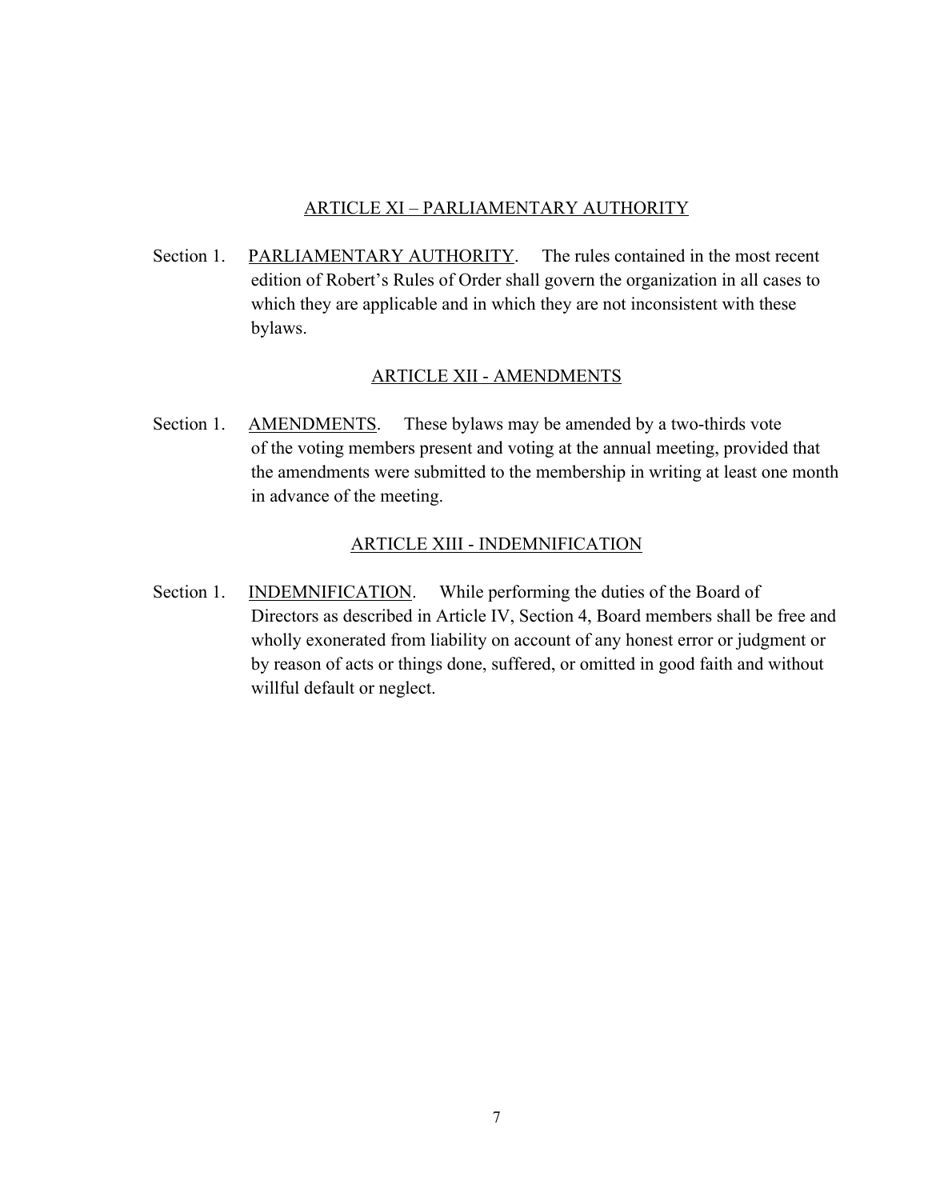## ARTICLE XI – PARLIAMENTARY AUTHORITY

Section 1. PARLIAMENTARY AUTHORITY. The rules contained in the most recent edition of Robert's Rules of Order shall govern the organization in all cases to which they are applicable and in which they are not inconsistent with these bylaws.

## ARTICLE XII - AMENDMENTS

Section 1. AMENDMENTS. These bylaws may be amended by a two-thirds vote of the voting members present and voting at the annual meeting, provided that the amendments were submitted to the membership in writing at least one month in advance of the meeting.

## ARTICLE XIII - INDEMNIFICATION

Section 1. INDEMNIFICATION. While performing the duties of the Board of Directors as described in Article IV, Section 4, Board members shall be free and wholly exonerated from liability on account of any honest error or judgment or by reason of acts or things done, suffered, or omitted in good faith and without willful default or neglect.